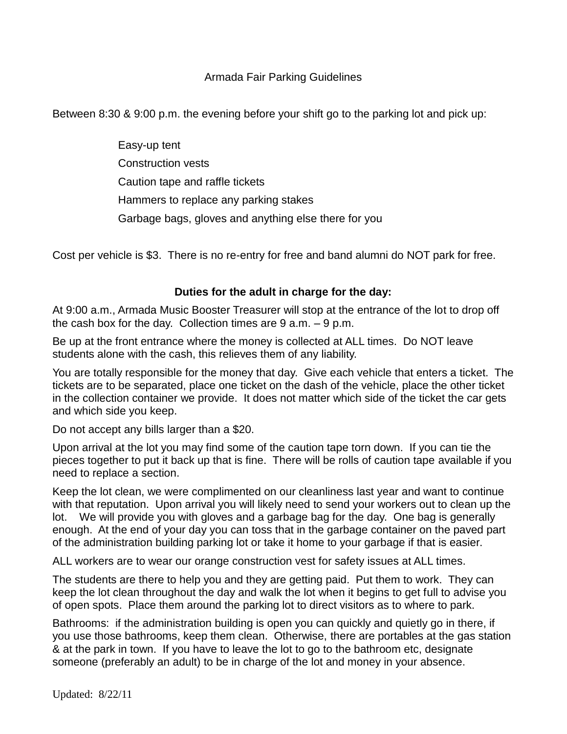# Armada Fair Parking Guidelines

Between 8:30 & 9:00 p.m. the evening before your shift go to the parking lot and pick up:

- Easy-up tent
- Construction vests
- Caution tape and raffle tickets
- Hammers to replace any parking stakes
- Garbage bags, gloves and anything else there for you

Cost per vehicle is $3. There is no re-entry for free and band alumni do NOT park for free.

## Duties for the adult in charge for the day:

At 9:00 a.m., Armada Music Booster Treasurer will stop at the entrance of the lot to drop off the cash box for the day. Collection times are 9 a.m. – 9 p.m.

Be up at the front entrance where the money is collected at ALL times. Do NOT leave students alone with the cash, this relieves them of any liability.

You are totally responsible for the money that day. Give each vehicle that enters a ticket. The tickets are to be separated, place one ticket on the dash of the vehicle, place the other ticket in the collection container we provide. It does not matter which side of the ticket the car gets and which side you keep.

Do not accept any bills larger than a $20.

Upon arrival at the lot you may find some of the caution tape torn down. If you can tie the pieces together to put it back up that is fine. There will be rolls of caution tape available if you need to replace a section.

Keep the lot clean, we were complimented on our cleanliness last year and want to continue with that reputation. Upon arrival you will likely need to send your workers out to clean up the lot. We will provide you with gloves and a garbage bag for the day. One bag is generally enough. At the end of your day you can toss that in the garbage container on the paved part of the administration building parking lot or take it home to your garbage if that is easier.

ALL workers are to wear our orange construction vest for safety issues at ALL times.

The students are there to help you and they are getting paid. Put them to work. They can keep the lot clean throughout the day and walk the lot when it begins to get full to advise you of open spots. Place them around the parking lot to direct visitors as to where to park.

Bathrooms: if the administration building is open you can quickly and quietly go in there, if you use those bathrooms, keep them clean. Otherwise, there are portables at the gas station & at the park in town. If you have to leave the lot to go to the bathroom etc, designate someone (preferably an adult) to be in charge of the lot and money in your absence.

Updated: 8/22/11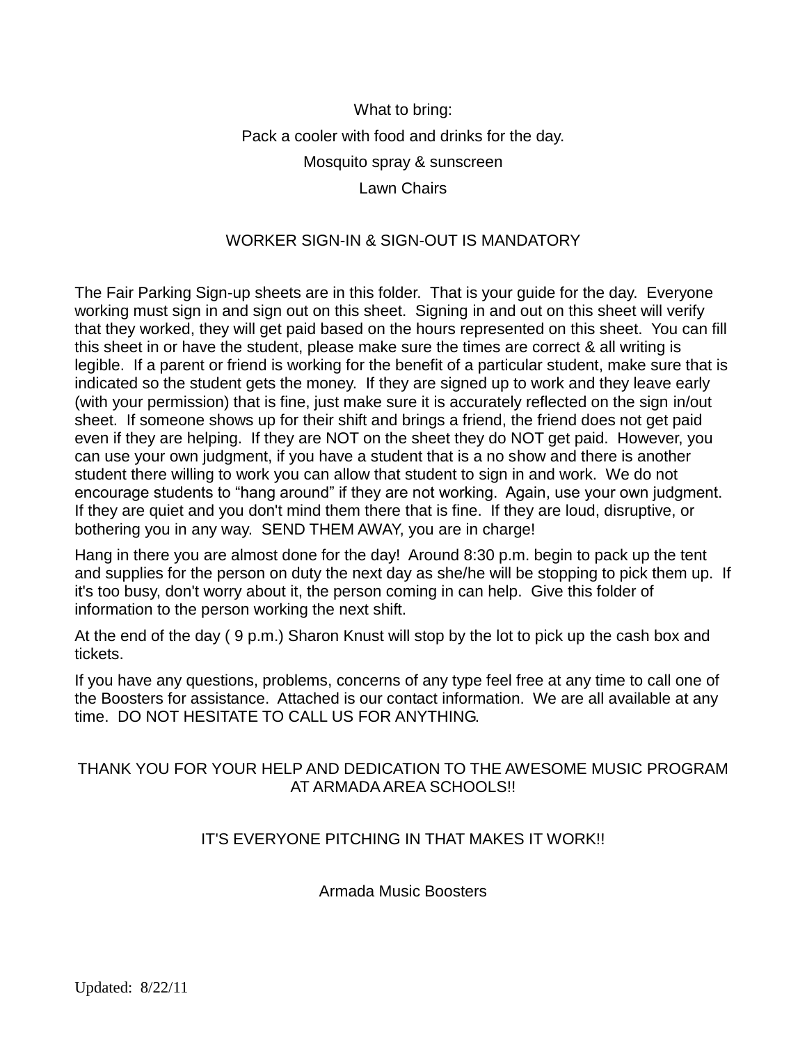What to bring:

Pack a cooler with food and drinks for the day.

Mosquito spray & sunscreen

Lawn Chairs

WORKER SIGN-IN & SIGN-OUT IS MANDATORY

The Fair Parking Sign-up sheets are in this folder. That is your guide for the day. Everyone working must sign in and sign out on this sheet. Signing in and out on this sheet will verify that they worked, they will get paid based on the hours represented on this sheet. You can fill this sheet in or have the student, please make sure the times are correct & all writing is legible. If a parent or friend is working for the benefit of a particular student, make sure that is indicated so the student gets the money. If they are signed up to work and they leave early (with your permission) that is fine, just make sure it is accurately reflected on the sign in/out sheet. If someone shows up for their shift and brings a friend, the friend does not get paid even if they are helping. If they are NOT on the sheet they do NOT get paid. However, you can use your own judgment, if you have a student that is a no show and there is another student there willing to work you can allow that student to sign in and work. We do not encourage students to "hang around" if they are not working. Again, use your own judgment. If they are quiet and you don't mind them there that is fine. If they are loud, disruptive, or bothering you in any way. SEND THEM AWAY, you are in charge!

Hang in there you are almost done for the day! Around 8:30 p.m. begin to pack up the tent and supplies for the person on duty the next day as she/he will be stopping to pick them up. If it's too busy, don't worry about it, the person coming in can help. Give this folder of information to the person working the next shift.

At the end of the day ( 9 p.m.) Sharon Knust will stop by the lot to pick up the cash box and tickets.

If you have any questions, problems, concerns of any type feel free at any time to call one of the Boosters for assistance. Attached is our contact information. We are all available at any time. DO NOT HESITATE TO CALL US FOR ANYTHING.

THANK YOU FOR YOUR HELP AND DEDICATION TO THE AWESOME MUSIC PROGRAM AT ARMADA AREA SCHOOLS!!

IT'S EVERYONE PITCHING IN THAT MAKES IT WORK!!

Armada Music Boosters

Updated: 8/22/11